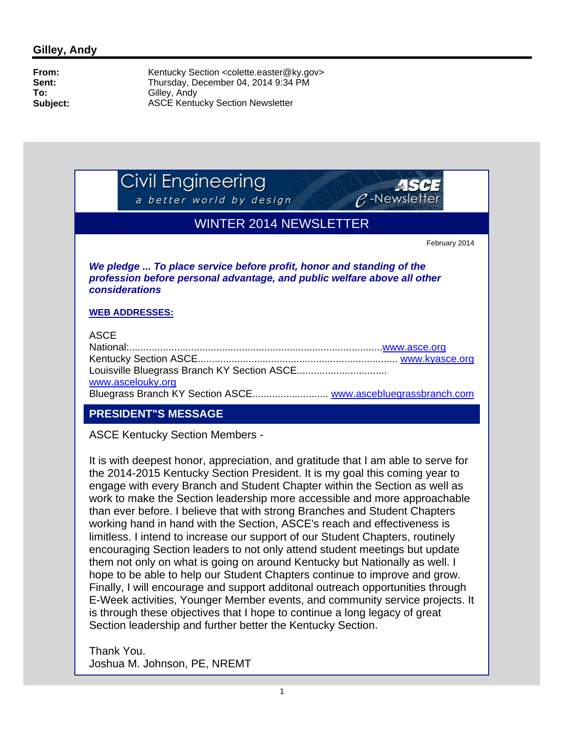## Gilley, Andy

**From:** Kentucky Section <colette.easter@ky.gov>
**Sent:** Thursday, December 04, 2014 9:34 PM
**To:** Gilley, Andy
**Subject:** ASCE Kentucky Section Newsletter

Civil Engineering
a better world by design
ASCE
e-Newsletter

# WINTER 2014 NEWSLETTER

February 2014

***We pledge ... To place service before profit, honor and standing of the profession before personal advantage, and public welfare above all other considerations***

**WEB ADDRESSES:**

ASCE
National:..........................................................................................www.asce.org
Kentucky Section ASCE...................................................................... www.kyasce.org
Louisville Bluegrass Branch KY Section ASCE................................ www.ascelouky.org
Bluegrass Branch KY Section ASCE........................... www.ascebluegrassbranch.com

## PRESIDENT"S MESSAGE

ASCE Kentucky Section Members -

It is with deepest honor, appreciation, and gratitude that I am able to serve for the 2014-2015 Kentucky Section President. It is my goal this coming year to engage with every Branch and Student Chapter within the Section as well as work to make the Section leadership more accessible and more approachable than ever before. I believe that with strong Branches and Student Chapters working hand in hand with the Section, ASCE's reach and effectiveness is limitless. I intend to increase our support of our Student Chapters, routinely encouraging Section leaders to not only attend student meetings but update them not only on what is going on around Kentucky but Nationally as well. I hope to be able to help our Student Chapters continue to improve and grow. Finally, I will encourage and support additonal outreach opportunities through E-Week activities, Younger Member events, and community service projects. It is through these objectives that I hope to continue a long legacy of great Section leadership and further better the Kentucky Section.

Thank You.
Joshua M. Johnson, PE, NREMT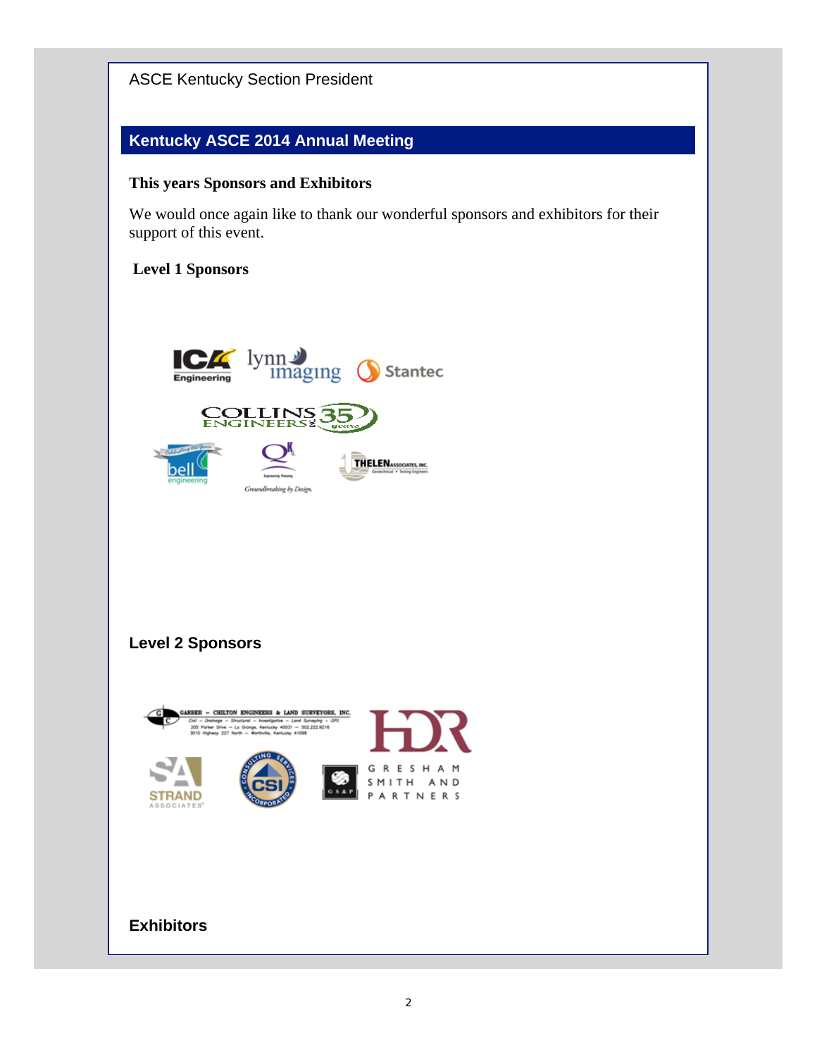ASCE Kentucky Section President

## Kentucky ASCE 2014 Annual Meeting

**This years Sponsors and Exhibitors**

We would once again like to thank our wonderful sponsors and exhibitors for their support of this event.

**Level 1 Sponsors**

**Level 2 Sponsors**

**Exhibitors**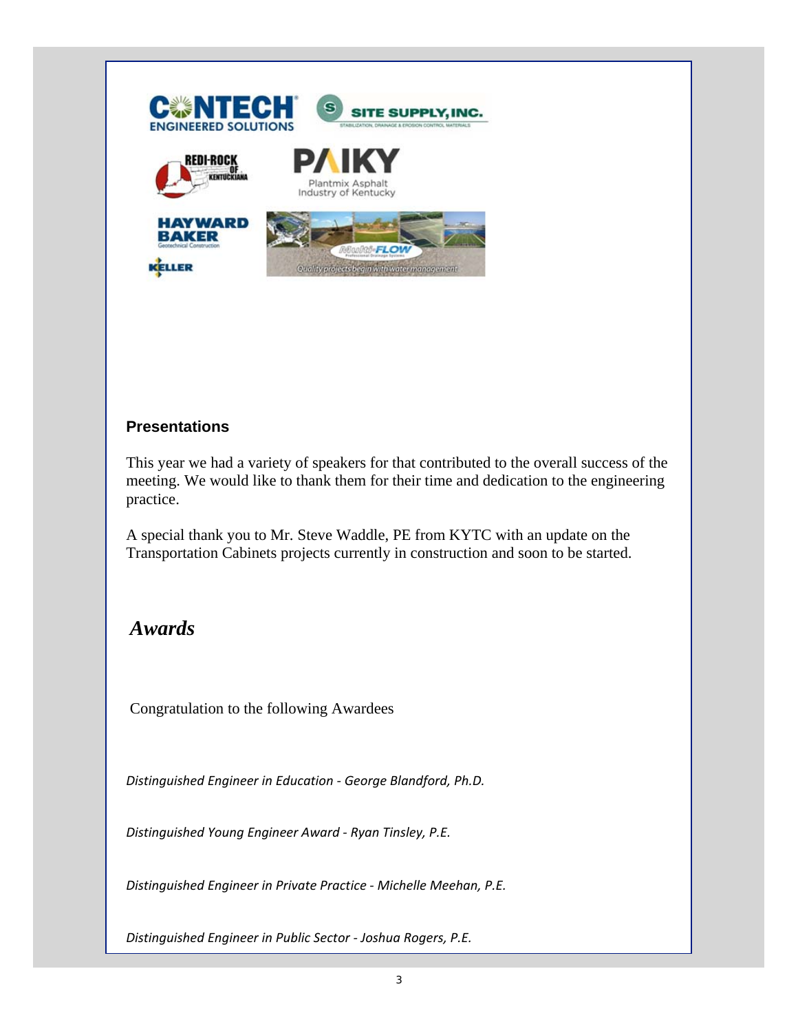### Presentations

This year we had a variety of speakers for that contributed to the overall success of the meeting. We would like to thank them for their time and dedication to the engineering practice.

A special thank you to Mr. Steve Waddle, PE from KYTC with an update on the Transportation Cabinets projects currently in construction and soon to be started.

## *Awards*

Congratulation to the following Awardees

*Distinguished Engineer in Education - George Blandford, Ph.D.*

*Distinguished Young Engineer Award - Ryan Tinsley, P.E.*

*Distinguished Engineer in Private Practice - Michelle Meehan, P.E.*

*Distinguished Engineer in Public Sector - Joshua Rogers, P.E.*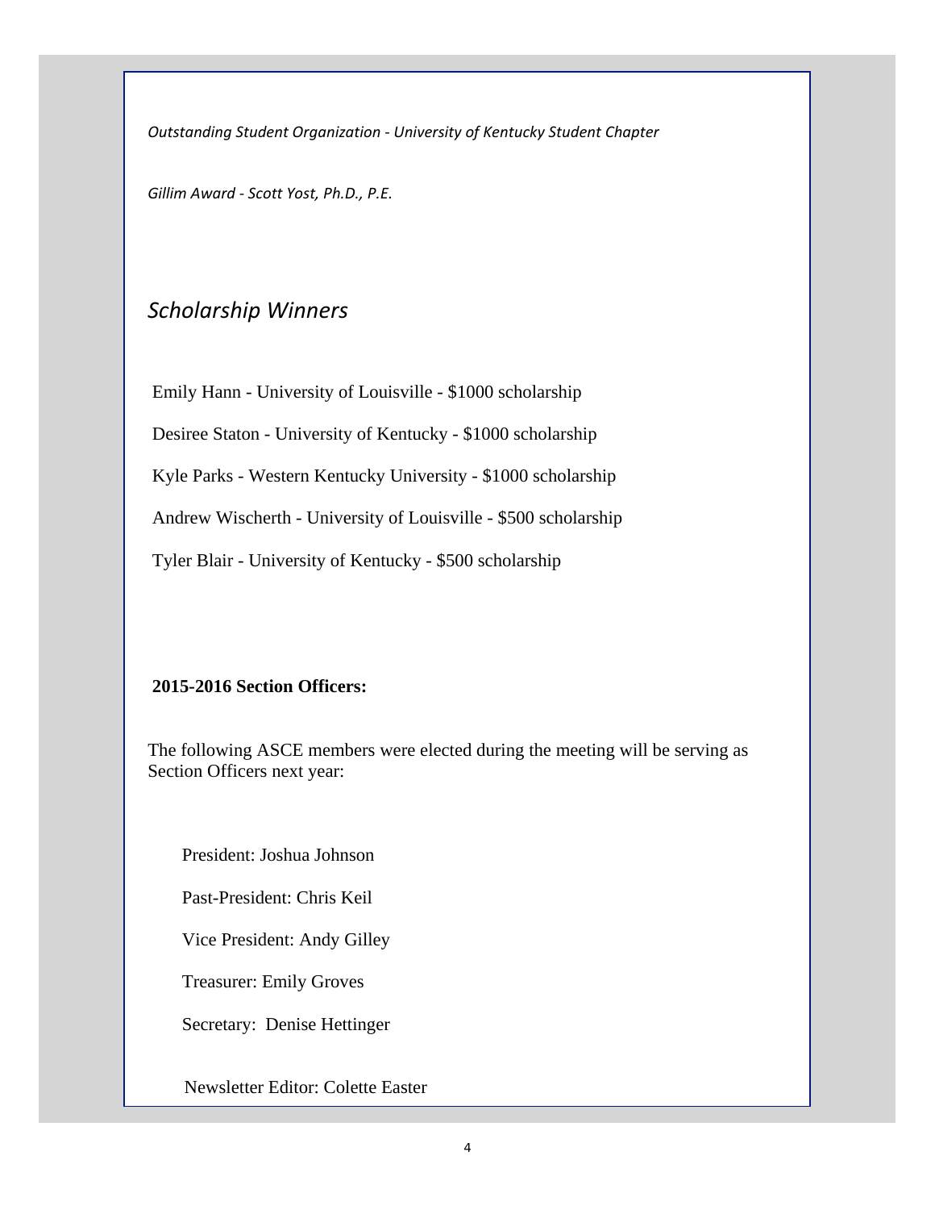*Outstanding Student Organization - University of Kentucky Student Chapter*

*Gillim Award - Scott Yost, Ph.D., P.E.*

## *Scholarship Winners*

Emily Hann - University of Louisville - $1000 scholarship

Desiree Staton - University of Kentucky - $1000 scholarship

Kyle Parks - Western Kentucky University - $1000 scholarship

Andrew Wischerth - University of Louisville - $500 scholarship

Tyler Blair - University of Kentucky - $500 scholarship

**2015-2016 Section Officers:**

The following ASCE members were elected during the meeting will be serving as Section Officers next year:

President: Joshua Johnson

Past-President: Chris Keil

Vice President: Andy Gilley

Treasurer: Emily Groves

Secretary: Denise Hettinger

Newsletter Editor: Colette Easter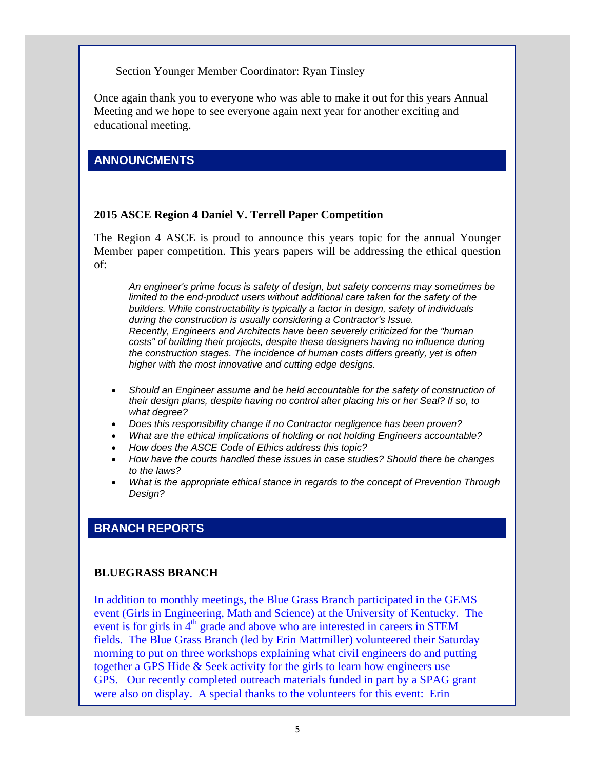Section Younger Member Coordinator: Ryan Tinsley

Once again thank you to everyone who was able to make it out for this years Annual Meeting and we hope to see everyone again next year for another exciting and educational meeting.

## ANNOUNCMENTS

**2015 ASCE Region 4 Daniel V. Terrell Paper Competition**

The Region 4 ASCE is proud to announce this years topic for the annual Younger Member paper competition. This years papers will be addressing the ethical question of:

> *An engineer's prime focus is safety of design, but safety concerns may sometimes be limited to the end-product users without additional care taken for the safety of the builders. While constructability is typically a factor in design, safety of individuals during the construction is usually considering a Contractor's Issue.*
> *Recently, Engineers and Architects have been severely criticized for the "human costs" of building their projects, despite these designers having no influence during the construction stages. The incidence of human costs differs greatly, yet is often higher with the most innovative and cutting edge designs.*

- *Should an Engineer assume and be held accountable for the safety of construction of their design plans, despite having no control after placing his or her Seal? If so, to what degree?*
- *Does this responsibility change if no Contractor negligence has been proven?*
- *What are the ethical implications of holding or not holding Engineers accountable?*
- *How does the ASCE Code of Ethics address this topic?*
- *How have the courts handled these issues in case studies? Should there be changes to the laws?*
- *What is the appropriate ethical stance in regards to the concept of Prevention Through Design?*

## BRANCH REPORTS

**BLUEGRASS BRANCH**

In addition to monthly meetings, the Blue Grass Branch participated in the GEMS event (Girls in Engineering, Math and Science) at the University of Kentucky. The event is for girls in 4th grade and above who are interested in careers in STEM fields. The Blue Grass Branch (led by Erin Mattmiller) volunteered their Saturday morning to put on three workshops explaining what civil engineers do and putting together a GPS Hide & Seek activity for the girls to learn how engineers use GPS. Our recently completed outreach materials funded in part by a SPAG grant were also on display. A special thanks to the volunteers for this event: Erin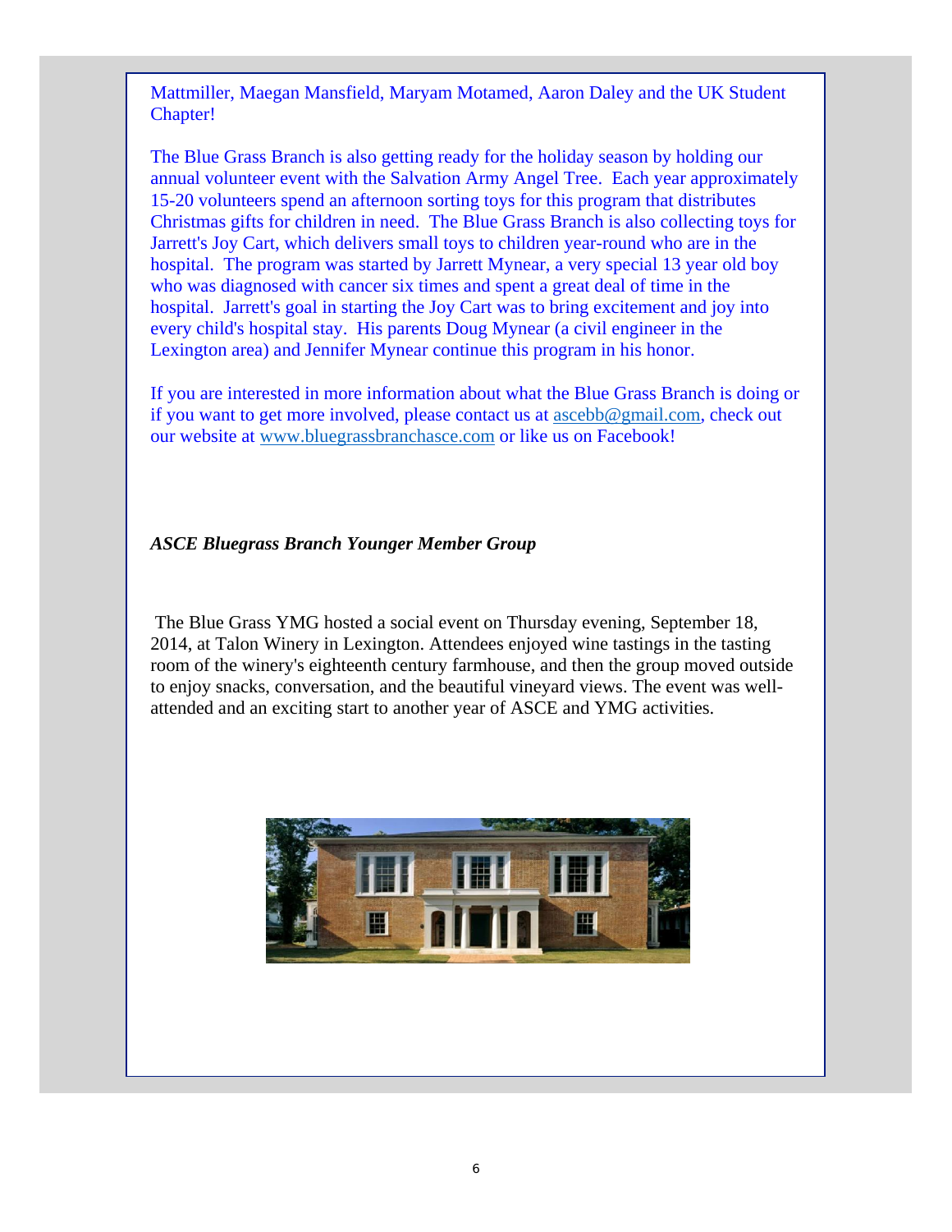Mattmiller, Maegan Mansfield, Maryam Motamed, Aaron Daley and the UK Student Chapter!

The Blue Grass Branch is also getting ready for the holiday season by holding our annual volunteer event with the Salvation Army Angel Tree. Each year approximately 15-20 volunteers spend an afternoon sorting toys for this program that distributes Christmas gifts for children in need. The Blue Grass Branch is also collecting toys for Jarrett's Joy Cart, which delivers small toys to children year-round who are in the hospital. The program was started by Jarrett Mynear, a very special 13 year old boy who was diagnosed with cancer six times and spent a great deal of time in the hospital. Jarrett's goal in starting the Joy Cart was to bring excitement and joy into every child's hospital stay. His parents Doug Mynear (a civil engineer in the Lexington area) and Jennifer Mynear continue this program in his honor.

If you are interested in more information about what the Blue Grass Branch is doing or if you want to get more involved, please contact us at ascebb@gmail.com, check out our website at www.bluegrassbranchasce.com or like us on Facebook!

***ASCE Bluegrass Branch Younger Member Group***

The Blue Grass YMG hosted a social event on Thursday evening, September 18, 2014, at Talon Winery in Lexington. Attendees enjoyed wine tastings in the tasting room of the winery's eighteenth century farmhouse, and then the group moved outside to enjoy snacks, conversation, and the beautiful vineyard views. The event was well-attended and an exciting start to another year of ASCE and YMG activities.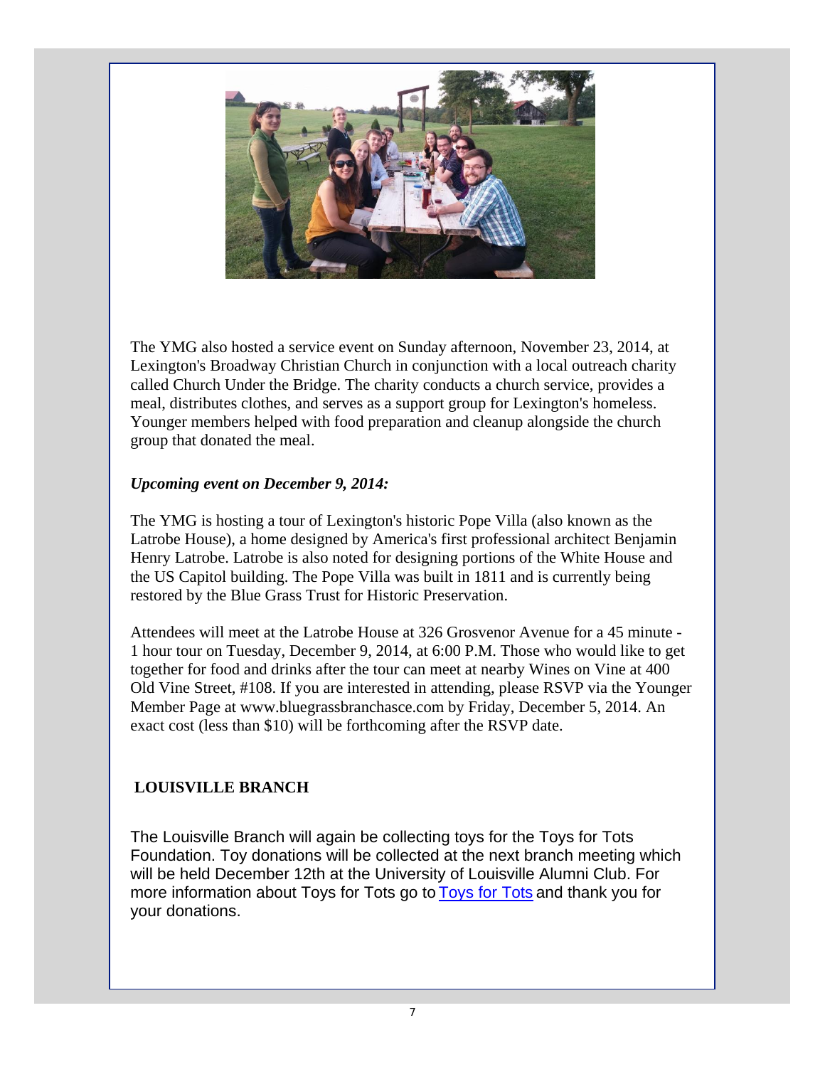The YMG also hosted a service event on Sunday afternoon, November 23, 2014, at Lexington's Broadway Christian Church in conjunction with a local outreach charity called Church Under the Bridge. The charity conducts a church service, provides a meal, distributes clothes, and serves as a support group for Lexington's homeless. Younger members helped with food preparation and cleanup alongside the church group that donated the meal.

***Upcoming event on December 9, 2014:***

The YMG is hosting a tour of Lexington's historic Pope Villa (also known as the Latrobe House), a home designed by America's first professional architect Benjamin Henry Latrobe. Latrobe is also noted for designing portions of the White House and the US Capitol building. The Pope Villa was built in 1811 and is currently being restored by the Blue Grass Trust for Historic Preservation.

Attendees will meet at the Latrobe House at 326 Grosvenor Avenue for a 45 minute - 1 hour tour on Tuesday, December 9, 2014, at 6:00 P.M. Those who would like to get together for food and drinks after the tour can meet at nearby Wines on Vine at 400 Old Vine Street, #108. If you are interested in attending, please RSVP via the Younger Member Page at www.bluegrassbranchasce.com by Friday, December 5, 2014. An exact cost (less than $10) will be forthcoming after the RSVP date.

**LOUISVILLE BRANCH**

The Louisville Branch will again be collecting toys for the Toys for Tots Foundation. Toy donations will be collected at the next branch meeting which will be held December 12th at the University of Louisville Alumni Club. For more information about Toys for Tots go to Toys for Tots and thank you for your donations.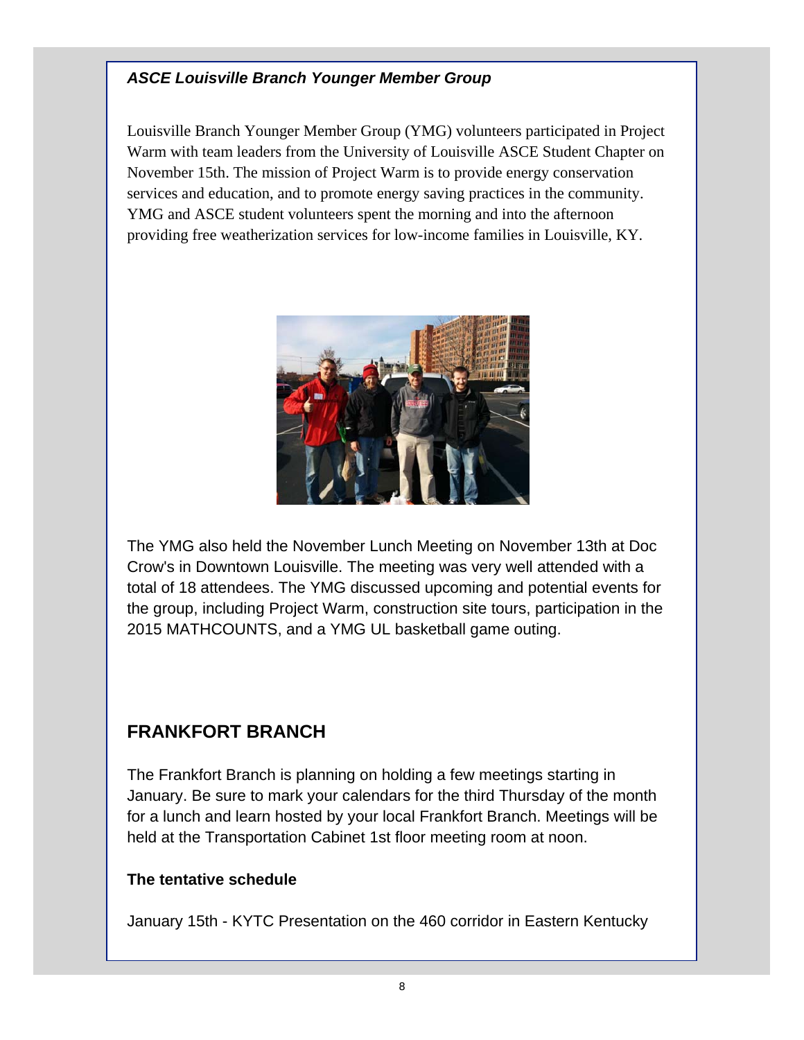***ASCE Louisville Branch Younger Member Group***

Louisville Branch Younger Member Group (YMG) volunteers participated in Project Warm with team leaders from the University of Louisville ASCE Student Chapter on November 15th. The mission of Project Warm is to provide energy conservation services and education, and to promote energy saving practices in the community. YMG and ASCE student volunteers spent the morning and into the afternoon providing free weatherization services for low-income families in Louisville, KY.

The YMG also held the November Lunch Meeting on November 13th at Doc Crow's in Downtown Louisville. The meeting was very well attended with a total of 18 attendees. The YMG discussed upcoming and potential events for the group, including Project Warm, construction site tours, participation in the 2015 MATHCOUNTS, and a YMG UL basketball game outing.

## FRANKFORT BRANCH

The Frankfort Branch is planning on holding a few meetings starting in January. Be sure to mark your calendars for the third Thursday of the month for a lunch and learn hosted by your local Frankfort Branch. Meetings will be held at the Transportation Cabinet 1st floor meeting room at noon.

**The tentative schedule**

January 15th - KYTC Presentation on the 460 corridor in Eastern Kentucky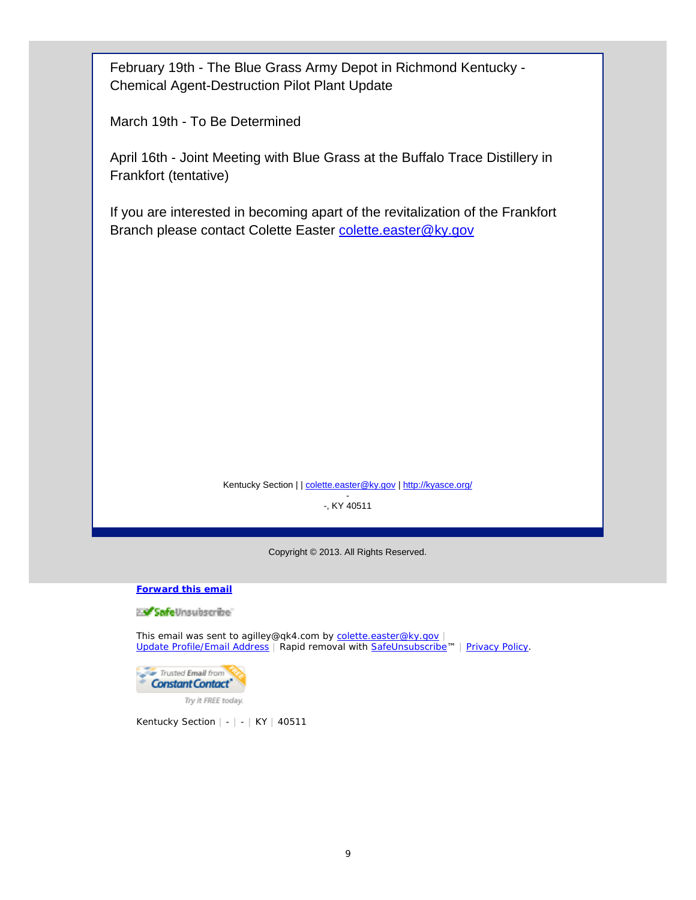February 19th - The Blue Grass Army Depot in Richmond Kentucky - Chemical Agent-Destruction Pilot Plant Update

March 19th - To Be Determined

April 16th - Joint Meeting with Blue Grass at the Buffalo Trace Distillery in Frankfort (tentative)

If you are interested in becoming apart of the revitalization of the Frankfort Branch please contact Colette Easter colette.easter@ky.gov

Kentucky Section | | colette.easter@ky.gov | http://kyasce.org/

-

-, KY 40511

Copyright © 2013. All Rights Reserved.

**Forward this email**

SafeUnsubscribe

This email was sent to agilley@qk4.com by colette.easter@ky.gov | Update Profile/Email Address | Rapid removal with SafeUnsubscribe™ | Privacy Policy.

Trusted Email from Constant Contact FREE

Try it FREE today.

Kentucky Section | - | - | KY | 40511